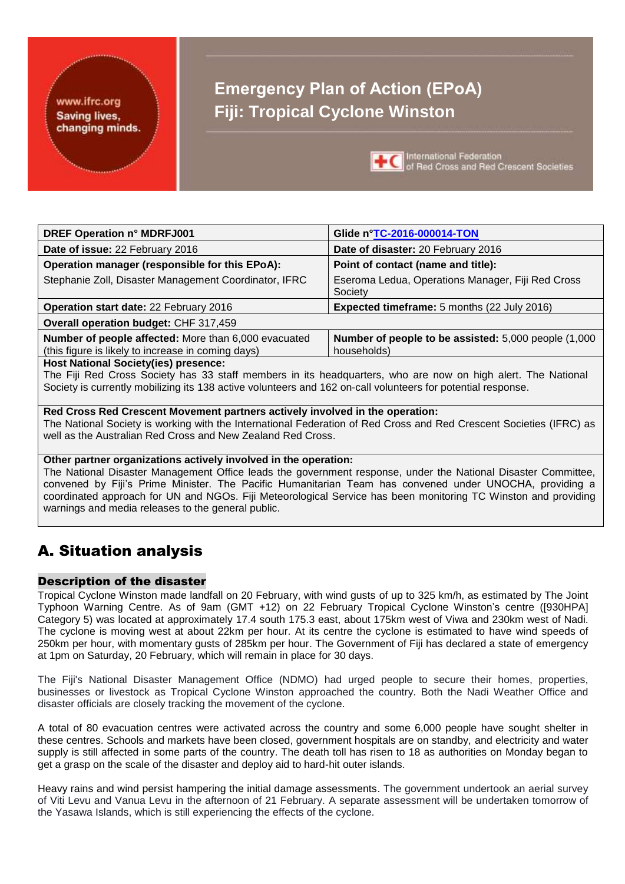# Emergency Plan of Action (EPoA)
# Fiji: Tropical Cyclone Winston

| **DREF Operation n° MDRFJ001** | **Glide n°**TC-2016-000014-TON |
|---|---|
| **Date of issue:** 22 February 2016 | **Date of disaster:** 20 February 2016 |
| **Operation manager (responsible for this EPoA):** Stephanie Zoll, Disaster Management Coordinator, IFRC | **Point of contact (name and title):** Eseroma Ledua, Operations Manager, Fiji Red Cross Society |
| **Operation start date:** 22 February 2016 | **Expected timeframe:** 5 months (22 July 2016) |
| **Overall operation budget:** CHF 317,459 | |
| **Number of people affected:** More than 6,000 evacuated (this figure is likely to increase in coming days) | **Number of people to be assisted:** 5,000 people (1,000 households) |

**Host National Society(ies) presence:**
The Fiji Red Cross Society has 33 staff members in its headquarters, who are now on high alert. The National Society is currently mobilizing its 138 active volunteers and 162 on-call volunteers for potential response.

**Red Cross Red Crescent Movement partners actively involved in the operation:**
The National Society is working with the International Federation of Red Cross and Red Crescent Societies (IFRC) as well as the Australian Red Cross and New Zealand Red Cross.

**Other partner organizations actively involved in the operation:**
The National Disaster Management Office leads the government response, under the National Disaster Committee, convened by Fiji's Prime Minister. The Pacific Humanitarian Team has convened under UNOCHA, providing a coordinated approach for UN and NGOs. Fiji Meteorological Service has been monitoring TC Winston and providing warnings and media releases to the general public.

## A. Situation analysis

### Description of the disaster

Tropical Cyclone Winston made landfall on 20 February, with wind gusts of up to 325 km/h, as estimated by The Joint Typhoon Warning Centre. As of 9am (GMT +12) on 22 February Tropical Cyclone Winston's centre ([930HPA] Category 5) was located at approximately 17.4 south 175.3 east, about 175km west of Viwa and 230km west of Nadi. The cyclone is moving west at about 22km per hour. At its centre the cyclone is estimated to have wind speeds of 250km per hour, with momentary gusts of 285km per hour. The Government of Fiji has declared a state of emergency at 1pm on Saturday, 20 February, which will remain in place for 30 days.

The Fiji's National Disaster Management Office (NDMO) had urged people to secure their homes, properties, businesses or livestock as Tropical Cyclone Winston approached the country. Both the Nadi Weather Office and disaster officials are closely tracking the movement of the cyclone.

A total of 80 evacuation centres were activated across the country and some 6,000 people have sought shelter in these centres. Schools and markets have been closed, government hospitals are on standby, and electricity and water supply is still affected in some parts of the country. The death toll has risen to 18 as authorities on Monday began to get a grasp on the scale of the disaster and deploy aid to hard-hit outer islands.

Heavy rains and wind persist hampering the initial damage assessments. The government undertook an aerial survey of Viti Levu and Vanua Levu in the afternoon of 21 February. A separate assessment will be undertaken tomorrow of the Yasawa Islands, which is still experiencing the effects of the cyclone.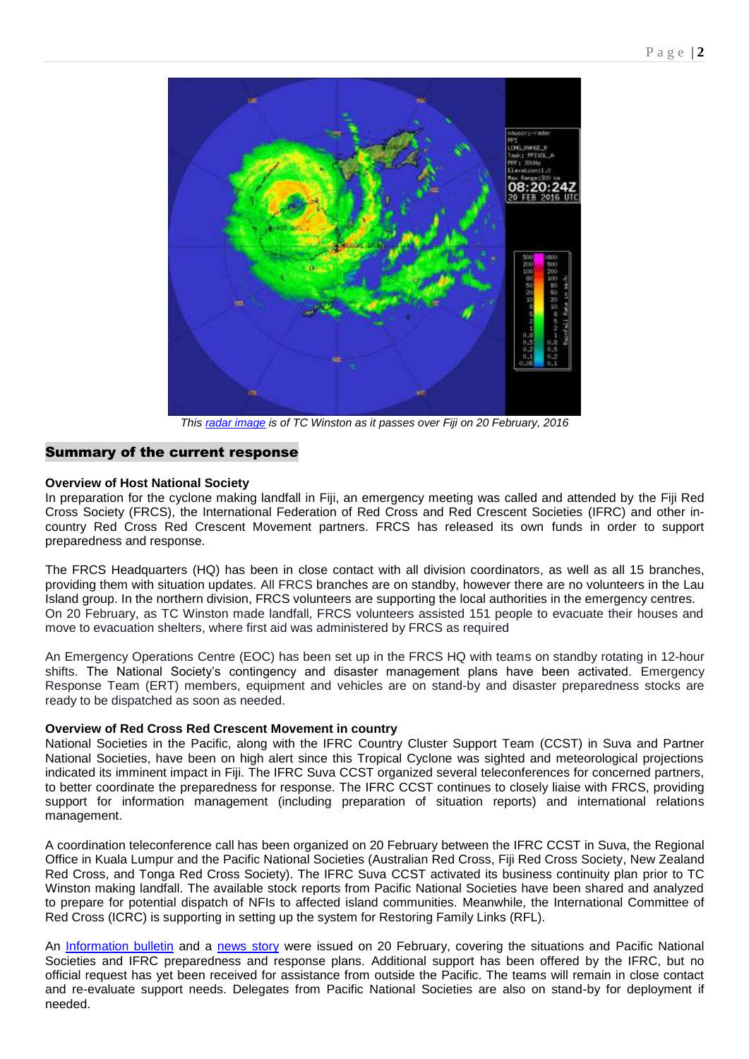*This [radar image](#) is of TC Winston as it passes over Fiji on 20 February, 2016*

## Summary of the current response

**Overview of Host National Society**

In preparation for the cyclone making landfall in Fiji, an emergency meeting was called and attended by the Fiji Red Cross Society (FRCS), the International Federation of Red Cross and Red Crescent Societies (IFRC) and other in-country Red Cross Red Crescent Movement partners. FRCS has released its own funds in order to support preparedness and response.

The FRCS Headquarters (HQ) has been in close contact with all division coordinators, as well as all 15 branches, providing them with situation updates. All FRCS branches are on standby, however there are no volunteers in the Lau Island group. In the northern division, FRCS volunteers are supporting the local authorities in the emergency centres. On 20 February, as TC Winston made landfall, FRCS volunteers assisted 151 people to evacuate their houses and move to evacuation shelters, where first aid was administered by FRCS as required

An Emergency Operations Centre (EOC) has been set up in the FRCS HQ with teams on standby rotating in 12-hour shifts. The National Society's contingency and disaster management plans have been activated. Emergency Response Team (ERT) members, equipment and vehicles are on stand-by and disaster preparedness stocks are ready to be dispatched as soon as needed.

**Overview of Red Cross Red Crescent Movement in country**

National Societies in the Pacific, along with the IFRC Country Cluster Support Team (CCST) in Suva and Partner National Societies, have been on high alert since this Tropical Cyclone was sighted and meteorological projections indicated its imminent impact in Fiji. The IFRC Suva CCST organized several teleconferences for concerned partners, to better coordinate the preparedness for response. The IFRC CCST continues to closely liaise with FRCS, providing support for information management (including preparation of situation reports) and international relations management.

A coordination teleconference call has been organized on 20 February between the IFRC CCST in Suva, the Regional Office in Kuala Lumpur and the Pacific National Societies (Australian Red Cross, Fiji Red Cross Society, New Zealand Red Cross, and Tonga Red Cross Society). The IFRC Suva CCST activated its business continuity plan prior to TC Winston making landfall. The available stock reports from Pacific National Societies have been shared and analyzed to prepare for potential dispatch of NFIs to affected island communities. Meanwhile, the International Committee of Red Cross (ICRC) is supporting in setting up the system for Restoring Family Links (RFL).

An [Information bulletin](#) and a [news story](#) were issued on 20 February, covering the situations and Pacific National Societies and IFRC preparedness and response plans. Additional support has been offered by the IFRC, but no official request has yet been received for assistance from outside the Pacific. The teams will remain in close contact and re-evaluate support needs. Delegates from Pacific National Societies are also on stand-by for deployment if needed.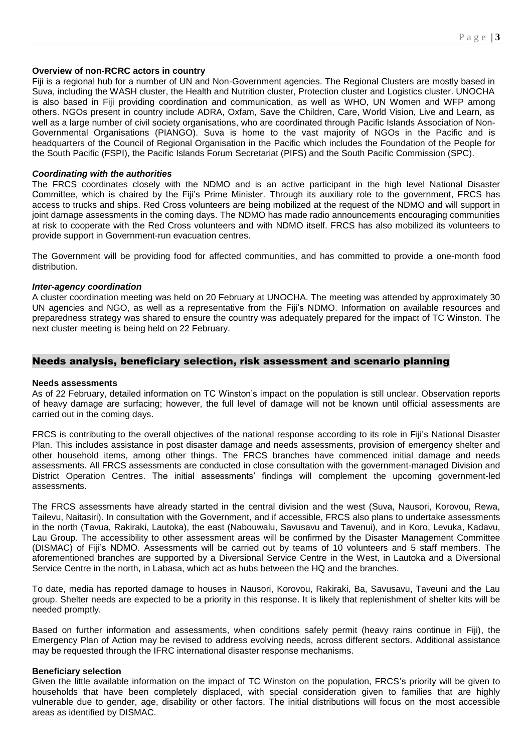**Overview of non-RCRC actors in country**

Fiji is a regional hub for a number of UN and Non-Government agencies. The Regional Clusters are mostly based in Suva, including the WASH cluster, the Health and Nutrition cluster, Protection cluster and Logistics cluster. UNOCHA is also based in Fiji providing coordination and communication, as well as WHO, UN Women and WFP among others. NGOs present in country include ADRA, Oxfam, Save the Children, Care, World Vision, Live and Learn, as well as a large number of civil society organisations, who are coordinated through Pacific Islands Association of Non-Governmental Organisations (PIANGO). Suva is home to the vast majority of NGOs in the Pacific and is headquarters of the Council of Regional Organisation in the Pacific which includes the Foundation of the People for the South Pacific (FSPI), the Pacific Islands Forum Secretariat (PIFS) and the South Pacific Commission (SPC).

***Coordinating with the authorities***

The FRCS coordinates closely with the NDMO and is an active participant in the high level National Disaster Committee, which is chaired by the Fiji's Prime Minister. Through its auxiliary role to the government, FRCS has access to trucks and ships. Red Cross volunteers are being mobilized at the request of the NDMO and will support in joint damage assessments in the coming days. The NDMO has made radio announcements encouraging communities at risk to cooperate with the Red Cross volunteers and with NDMO itself. FRCS has also mobilized its volunteers to provide support in Government-run evacuation centres.

The Government will be providing food for affected communities, and has committed to provide a one-month food distribution.

***Inter-agency coordination***

A cluster coordination meeting was held on 20 February at UNOCHA. The meeting was attended by approximately 30 UN agencies and NGO, as well as a representative from the Fiji's NDMO. Information on available resources and preparedness strategy was shared to ensure the country was adequately prepared for the impact of TC Winston. The next cluster meeting is being held on 22 February.

## Needs analysis, beneficiary selection, risk assessment and scenario planning

**Needs assessments**

As of 22 February, detailed information on TC Winston's impact on the population is still unclear. Observation reports of heavy damage are surfacing; however, the full level of damage will not be known until official assessments are carried out in the coming days.

FRCS is contributing to the overall objectives of the national response according to its role in Fiji's National Disaster Plan. This includes assistance in post disaster damage and needs assessments, provision of emergency shelter and other household items, among other things. The FRCS branches have commenced initial damage and needs assessments. All FRCS assessments are conducted in close consultation with the government-managed Division and District Operation Centres. The initial assessments' findings will complement the upcoming government-led assessments.

The FRCS assessments have already started in the central division and the west (Suva, Nausori, Korovou, Rewa, Tailevu, Naitasiri). In consultation with the Government, and if accessible, FRCS also plans to undertake assessments in the north (Tavua, Rakiraki, Lautoka), the east (Nabouwalu, Savusavu and Tavenui), and in Koro, Levuka, Kadavu, Lau Group. The accessibility to other assessment areas will be confirmed by the Disaster Management Committee (DISMAC) of Fiji's NDMO. Assessments will be carried out by teams of 10 volunteers and 5 staff members. The aforementioned branches are supported by a Diversional Service Centre in the West, in Lautoka and a Diversional Service Centre in the north, in Labasa, which act as hubs between the HQ and the branches.

To date, media has reported damage to houses in Nausori, Korovou, Rakiraki, Ba, Savusavu, Taveuni and the Lau group. Shelter needs are expected to be a priority in this response. It is likely that replenishment of shelter kits will be needed promptly.

Based on further information and assessments, when conditions safely permit (heavy rains continue in Fiji), the Emergency Plan of Action may be revised to address evolving needs, across different sectors. Additional assistance may be requested through the IFRC international disaster response mechanisms.

**Beneficiary selection**

Given the little available information on the impact of TC Winston on the population, FRCS's priority will be given to households that have been completely displaced, with special consideration given to families that are highly vulnerable due to gender, age, disability or other factors. The initial distributions will focus on the most accessible areas as identified by DISMAC.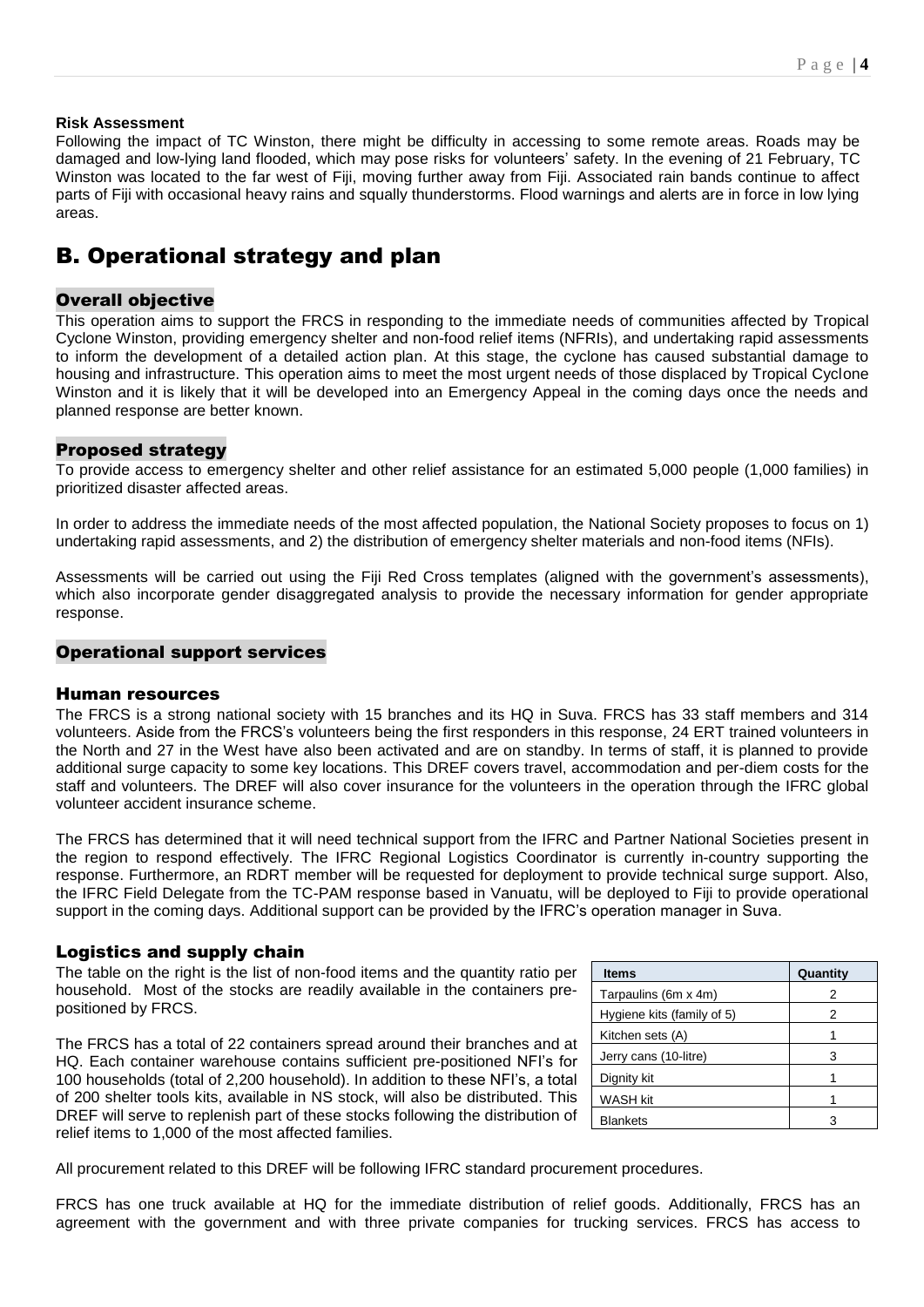**Risk Assessment**

Following the impact of TC Winston, there might be difficulty in accessing to some remote areas. Roads may be damaged and low-lying land flooded, which may pose risks for volunteers' safety. In the evening of 21 February, TC Winston was located to the far west of Fiji, moving further away from Fiji. Associated rain bands continue to affect parts of Fiji with occasional heavy rains and squally thunderstorms. Flood warnings and alerts are in force in low lying areas.

# B. Operational strategy and plan

## Overall objective

This operation aims to support the FRCS in responding to the immediate needs of communities affected by Tropical Cyclone Winston, providing emergency shelter and non-food relief items (NFRIs), and undertaking rapid assessments to inform the development of a detailed action plan. At this stage, the cyclone has caused substantial damage to housing and infrastructure. This operation aims to meet the most urgent needs of those displaced by Tropical Cyclone Winston and it is likely that it will be developed into an Emergency Appeal in the coming days once the needs and planned response are better known.

## Proposed strategy

To provide access to emergency shelter and other relief assistance for an estimated 5,000 people (1,000 families) in prioritized disaster affected areas.

In order to address the immediate needs of the most affected population, the National Society proposes to focus on 1) undertaking rapid assessments, and 2) the distribution of emergency shelter materials and non-food items (NFIs).

Assessments will be carried out using the Fiji Red Cross templates (aligned with the government's assessments), which also incorporate gender disaggregated analysis to provide the necessary information for gender appropriate response.

## Operational support services

### Human resources

The FRCS is a strong national society with 15 branches and its HQ in Suva. FRCS has 33 staff members and 314 volunteers. Aside from the FRCS's volunteers being the first responders in this response, 24 ERT trained volunteers in the North and 27 in the West have also been activated and are on standby. In terms of staff, it is planned to provide additional surge capacity to some key locations. This DREF covers travel, accommodation and per-diem costs for the staff and volunteers. The DREF will also cover insurance for the volunteers in the operation through the IFRC global volunteer accident insurance scheme.

The FRCS has determined that it will need technical support from the IFRC and Partner National Societies present in the region to respond effectively. The IFRC Regional Logistics Coordinator is currently in-country supporting the response. Furthermore, an RDRT member will be requested for deployment to provide technical surge support. Also, the IFRC Field Delegate from the TC-PAM response based in Vanuatu, will be deployed to Fiji to provide operational support in the coming days. Additional support can be provided by the IFRC's operation manager in Suva.

### Logistics and supply chain

The table on the right is the list of non-food items and the quantity ratio per household. Most of the stocks are readily available in the containers pre-positioned by FRCS.

| Items | Quantity |
|---|---|
| Tarpaulins (6m x 4m) | 2 |
| Hygiene kits (family of 5) | 2 |
| Kitchen sets (A) | 1 |
| Jerry cans (10-litre) | 3 |
| Dignity kit | 1 |
| WASH kit | 1 |
| Blankets | 3 |

The FRCS has a total of 22 containers spread around their branches and at HQ. Each container warehouse contains sufficient pre-positioned NFI's for 100 households (total of 2,200 household). In addition to these NFI's, a total of 200 shelter tools kits, available in NS stock, will also be distributed. This DREF will serve to replenish part of these stocks following the distribution of relief items to 1,000 of the most affected families.

All procurement related to this DREF will be following IFRC standard procurement procedures.

FRCS has one truck available at HQ for the immediate distribution of relief goods. Additionally, FRCS has an agreement with the government and with three private companies for trucking services. FRCS has access to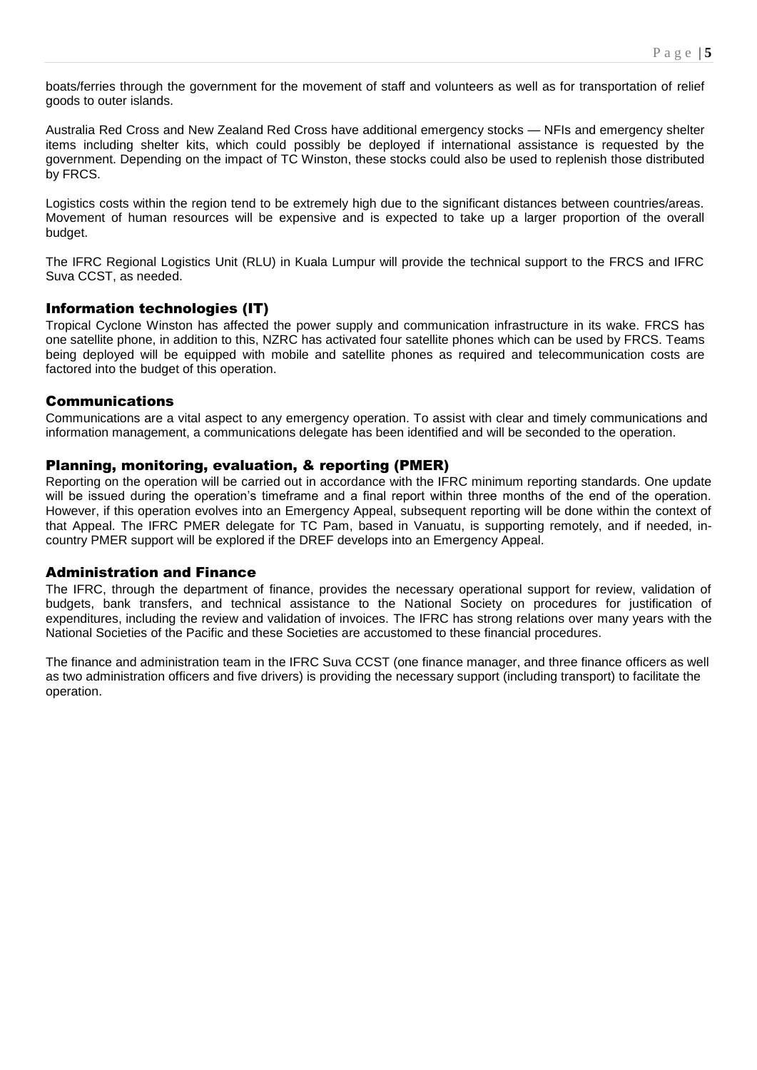boats/ferries through the government for the movement of staff and volunteers as well as for transportation of relief goods to outer islands.

Australia Red Cross and New Zealand Red Cross have additional emergency stocks — NFIs and emergency shelter items including shelter kits, which could possibly be deployed if international assistance is requested by the government. Depending on the impact of TC Winston, these stocks could also be used to replenish those distributed by FRCS.

Logistics costs within the region tend to be extremely high due to the significant distances between countries/areas. Movement of human resources will be expensive and is expected to take up a larger proportion of the overall budget.

The IFRC Regional Logistics Unit (RLU) in Kuala Lumpur will provide the technical support to the FRCS and IFRC Suva CCST, as needed.

## Information technologies (IT)

Tropical Cyclone Winston has affected the power supply and communication infrastructure in its wake. FRCS has one satellite phone, in addition to this, NZRC has activated four satellite phones which can be used by FRCS. Teams being deployed will be equipped with mobile and satellite phones as required and telecommunication costs are factored into the budget of this operation.

## Communications

Communications are a vital aspect to any emergency operation. To assist with clear and timely communications and information management, a communications delegate has been identified and will be seconded to the operation.

## Planning, monitoring, evaluation, & reporting (PMER)

Reporting on the operation will be carried out in accordance with the IFRC minimum reporting standards. One update will be issued during the operation's timeframe and a final report within three months of the end of the operation. However, if this operation evolves into an Emergency Appeal, subsequent reporting will be done within the context of that Appeal. The IFRC PMER delegate for TC Pam, based in Vanuatu, is supporting remotely, and if needed, in-country PMER support will be explored if the DREF develops into an Emergency Appeal.

## Administration and Finance

The IFRC, through the department of finance, provides the necessary operational support for review, validation of budgets, bank transfers, and technical assistance to the National Society on procedures for justification of expenditures, including the review and validation of invoices. The IFRC has strong relations over many years with the National Societies of the Pacific and these Societies are accustomed to these financial procedures.

The finance and administration team in the IFRC Suva CCST (one finance manager, and three finance officers as well as two administration officers and five drivers) is providing the necessary support (including transport) to facilitate the operation.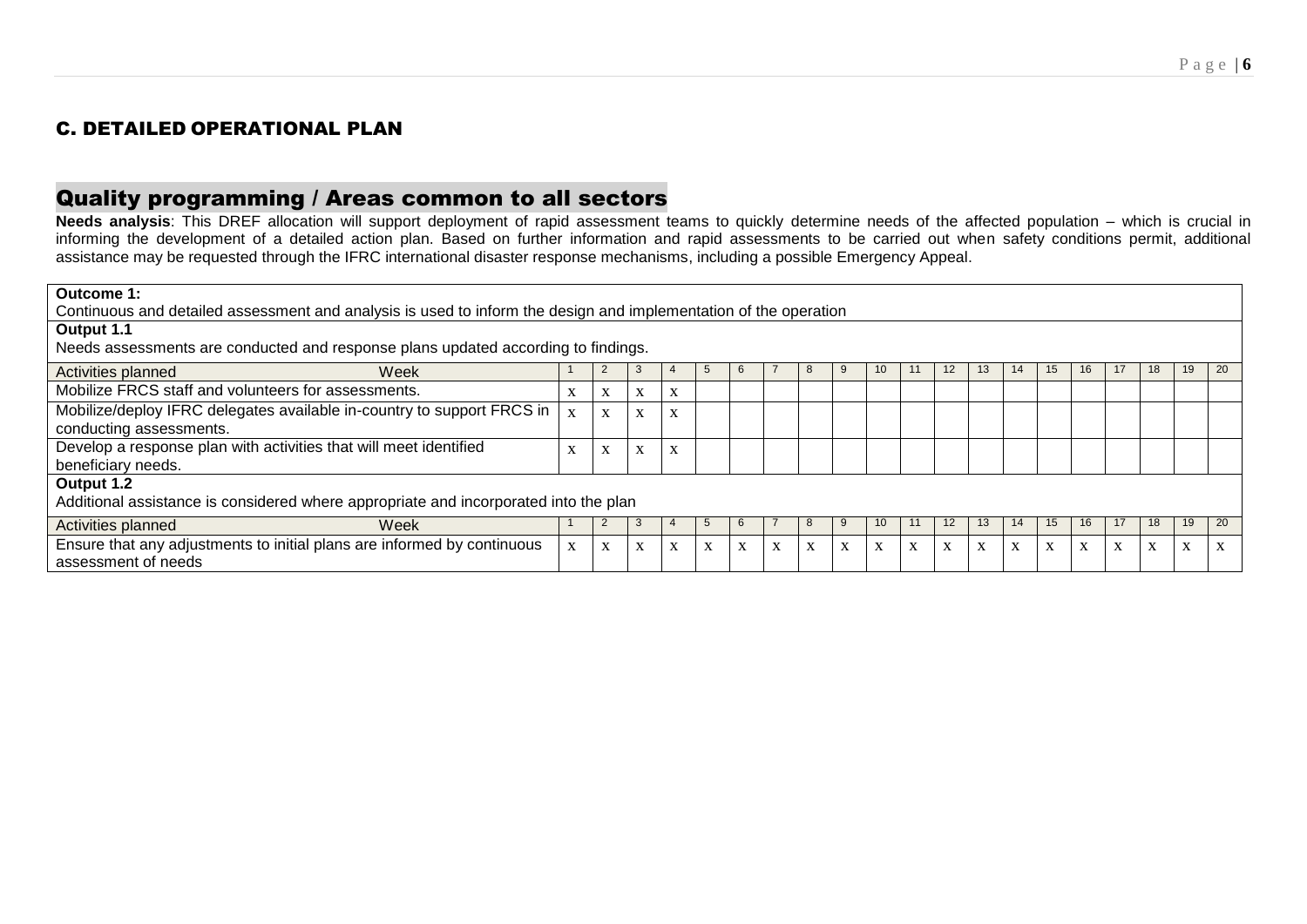## C. DETAILED OPERATIONAL PLAN

## Quality programming / Areas common to all sectors

**Needs analysis**: This DREF allocation will support deployment of rapid assessment teams to quickly determine needs of the affected population – which is crucial in informing the development of a detailed action plan. Based on further information and rapid assessments to be carried out when safety conditions permit, additional assistance may be requested through the IFRC international disaster response mechanisms, including a possible Emergency Appeal.

| **Outcome 1:** Continuous and detailed assessment and analysis is used to inform the design and implementation of the operation | | | | | | | | | | | | | | | | | | | | |
|---|---|---|---|---|---|---|---|---|---|---|---|---|---|---|---|---|---|---|---|---|
| **Output 1.1** Needs assessments are conducted and response plans updated according to findings. | | | | | | | | | | | | | | | | | | | | |
| Activities planned Week | 1 | 2 | 3 | 4 | 5 | 6 | 7 | 8 | 9 | 10 | 11 | 12 | 13 | 14 | 15 | 16 | 17 | 18 | 19 | 20 |
| Mobilize FRCS staff and volunteers for assessments. | x | x | x | x | | | | | | | | | | | | | | | | |
| Mobilize/deploy IFRC delegates available in-country to support FRCS in conducting assessments. | x | x | x | x | | | | | | | | | | | | | | | | |
| Develop a response plan with activities that will meet identified beneficiary needs. | x | x | x | x | | | | | | | | | | | | | | | | |
| **Output 1.2** Additional assistance is considered where appropriate and incorporated into the plan | | | | | | | | | | | | | | | | | | | | |
| Activities planned Week | 1 | 2 | 3 | 4 | 5 | 6 | 7 | 8 | 9 | 10 | 11 | 12 | 13 | 14 | 15 | 16 | 17 | 18 | 19 | 20 |
| Ensure that any adjustments to initial plans are informed by continuous assessment of needs | x | x | x | x | x | x | x | x | x | x | x | x | x | x | x | x | x | x | x | x |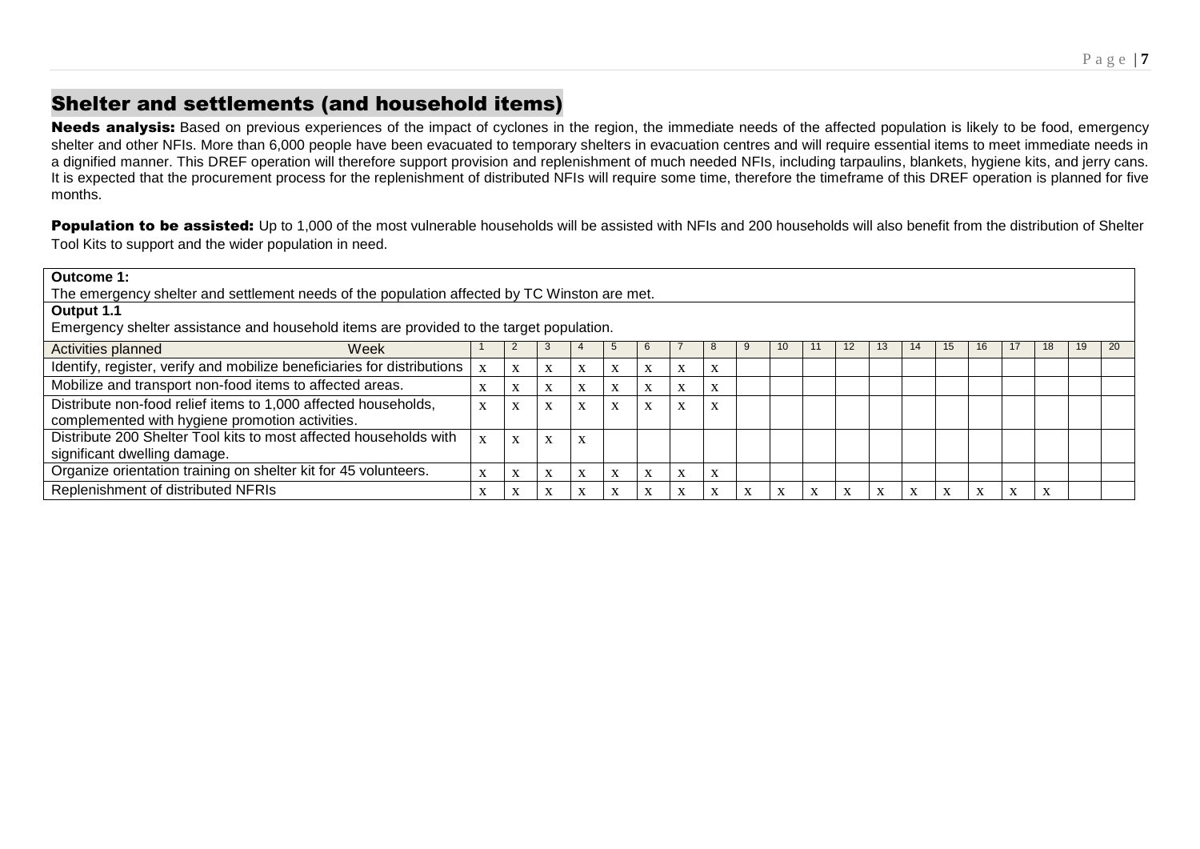## Shelter and settlements (and household items)

**Needs analysis:** Based on previous experiences of the impact of cyclones in the region, the immediate needs of the affected population is likely to be food, emergency shelter and other NFIs. More than 6,000 people have been evacuated to temporary shelters in evacuation centres and will require essential items to meet immediate needs in a dignified manner. This DREF operation will therefore support provision and replenishment of much needed NFIs, including tarpaulins, blankets, hygiene kits, and jerry cans. It is expected that the procurement process for the replenishment of distributed NFIs will require some time, therefore the timeframe of this DREF operation is planned for five months.

**Population to be assisted:** Up to 1,000 of the most vulnerable households will be assisted with NFIs and 200 households will also benefit from the distribution of Shelter Tool Kits to support and the wider population in need.

**Outcome 1:**
The emergency shelter and settlement needs of the population affected by TC Winston are met.

**Output 1.1**
Emergency shelter assistance and household items are provided to the target population.

| Activities planned / Week | 1 | 2 | 3 | 4 | 5 | 6 | 7 | 8 | 9 | 10 | 11 | 12 | 13 | 14 | 15 | 16 | 17 | 18 | 19 | 20 |
|---|---|---|---|---|---|---|---|---|---|---|---|---|---|---|---|---|---|---|---|---|
| Identify, register, verify and mobilize beneficiaries for distributions | x | x | x | x | x | x | x | x | | | | | | | | | | | | |
| Mobilize and transport non-food items to affected areas. | x | x | x | x | x | x | x | x | | | | | | | | | | | | |
| Distribute non-food relief items to 1,000 affected households, complemented with hygiene promotion activities. | x | x | x | x | x | x | x | x | | | | | | | | | | | | |
| Distribute 200 Shelter Tool kits to most affected households with significant dwelling damage. | x | x | x | x | | | | | | | | | | | | | | | | |
| Organize orientation training on shelter kit for 45 volunteers. | x | x | x | x | x | x | x | x | | | | | | | | | | | | |
| Replenishment of distributed NFRIs | x | x | x | x | x | x | x | x | x | x | x | x | x | x | x | x | x | x | | |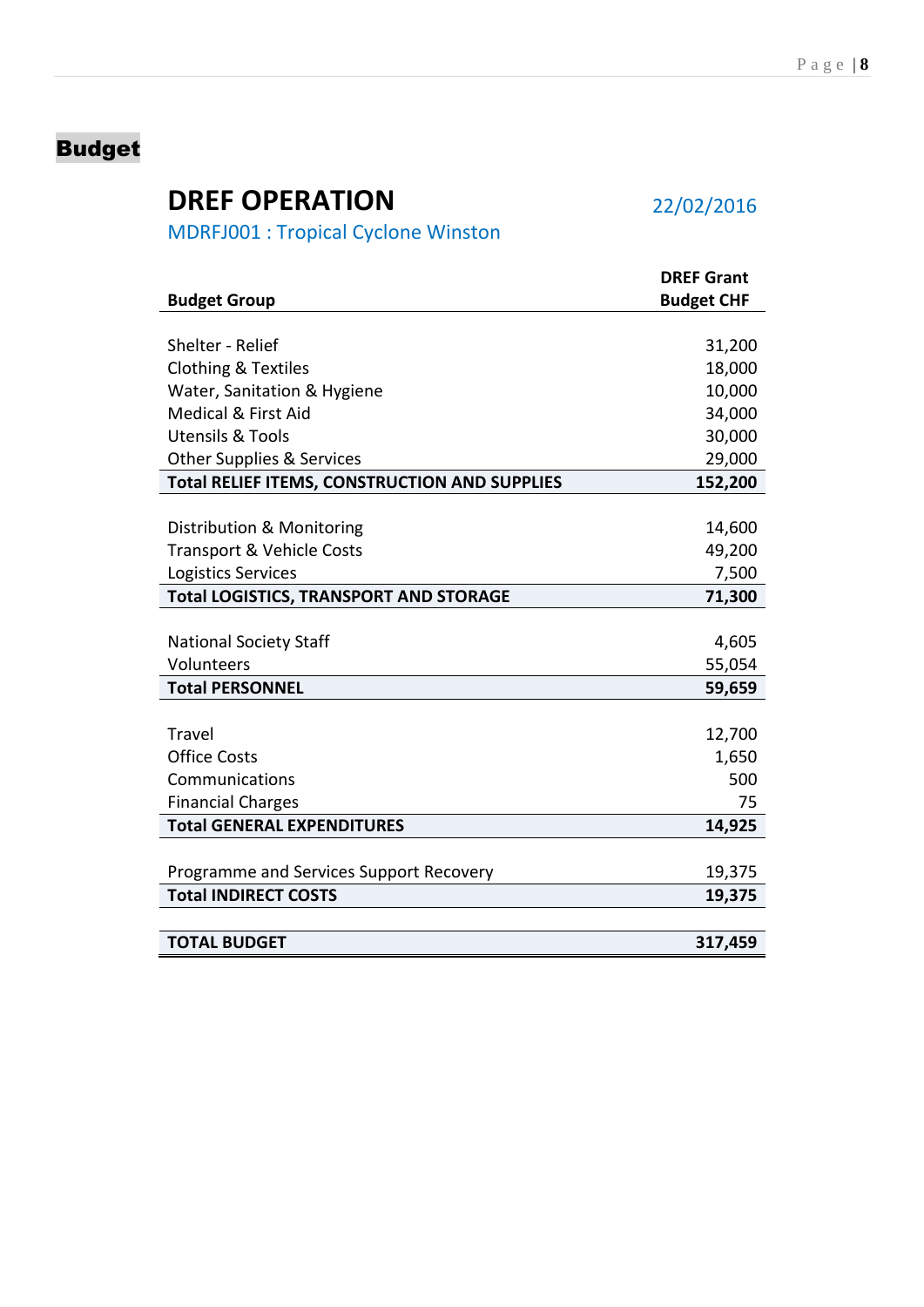# Budget

## DREF OPERATION

MDRFJ001 : Tropical Cyclone Winston

22/02/2016

| Budget Group | DREF Grant Budget CHF |
|---|---:|
| Shelter - Relief | 31,200 |
| Clothing & Textiles | 18,000 |
| Water, Sanitation & Hygiene | 10,000 |
| Medical & First Aid | 34,000 |
| Utensils & Tools | 30,000 |
| Other Supplies & Services | 29,000 |
| **Total RELIEF ITEMS, CONSTRUCTION AND SUPPLIES** | **152,200** |
| Distribution & Monitoring | 14,600 |
| Transport & Vehicle Costs | 49,200 |
| Logistics Services | 7,500 |
| **Total LOGISTICS, TRANSPORT AND STORAGE** | **71,300** |
| National Society Staff | 4,605 |
| Volunteers | 55,054 |
| **Total PERSONNEL** | **59,659** |
| Travel | 12,700 |
| Office Costs | 1,650 |
| Communications | 500 |
| Financial Charges | 75 |
| **Total GENERAL EXPENDITURES** | **14,925** |
| Programme and Services Support Recovery | 19,375 |
| **Total INDIRECT COSTS** | **19,375** |
| **TOTAL BUDGET** | **317,459** |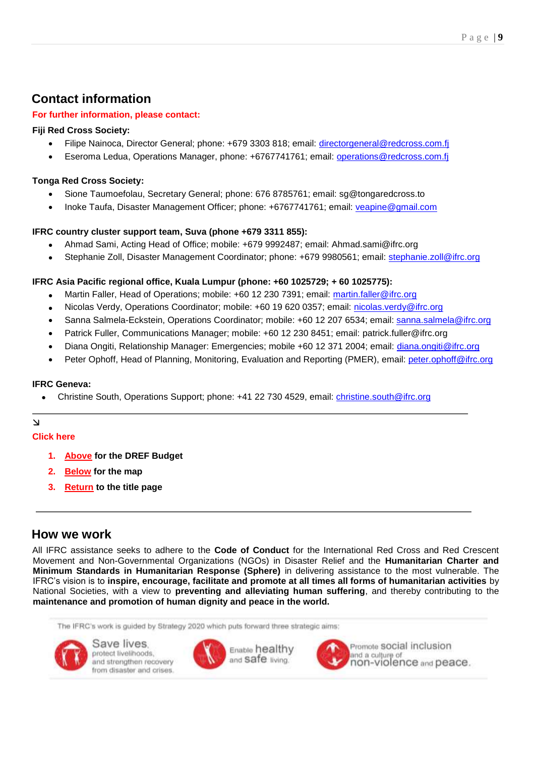## Contact information

**For further information, please contact:**

**Fiji Red Cross Society:**

- Filipe Nainoca, Director General; phone: +679 3303 818; email: directorgeneral@redcross.com.fj
- Eseroma Ledua, Operations Manager, phone: +6767741761; email: operations@redcross.com.fj

**Tonga Red Cross Society:**

- Sione Taumoefolau, Secretary General; phone: 676 8785761; email: sg@tongaredcross.to
- Inoke Taufa, Disaster Management Officer; phone: +6767741761; email: veapine@gmail.com

**IFRC country cluster support team, Suva (phone +679 3311 855):**

- Ahmad Sami, Acting Head of Office; mobile: +679 9992487; email: Ahmad.sami@ifrc.org
- Stephanie Zoll, Disaster Management Coordinator; phone: +679 9980561; email: stephanie.zoll@ifrc.org

**IFRC Asia Pacific regional office, Kuala Lumpur (phone: +60 1025729; + 60 1025775):**

- Martin Faller, Head of Operations; mobile: +60 12 230 7391; email: martin.faller@ifrc.org
- Nicolas Verdy, Operations Coordinator; mobile: +60 19 620 0357; email: nicolas.verdy@ifrc.org
- Sanna Salmela-Eckstein, Operations Coordinator; mobile: +60 12 207 6534; email: sanna.salmela@ifrc.org
- Patrick Fuller, Communications Manager; mobile: +60 12 230 8451; email: patrick.fuller@ifrc.org
- Diana Ongiti, Relationship Manager: Emergencies; mobile +60 12 371 2004; email: diana.ongiti@ifrc.org
- Peter Ophoff, Head of Planning, Monitoring, Evaluation and Reporting (PMER), email: peter.ophoff@ifrc.org

**IFRC Geneva:**

- Christine South, Operations Support; phone: +41 22 730 4529, email: christine.south@ifrc.org

---

↘

**Click here**

1. **Above for the DREF Budget**
2. **Below for the map**
3. **Return to the title page**

---

## How we work

All IFRC assistance seeks to adhere to the **Code of Conduct** for the International Red Cross and Red Crescent Movement and Non-Governmental Organizations (NGOs) in Disaster Relief and the **Humanitarian Charter and Minimum Standards in Humanitarian Response (Sphere)** in delivering assistance to the most vulnerable. The IFRC's vision is to **inspire, encourage, facilitate and promote at all times all forms of humanitarian activities** by National Societies, with a view to **preventing and alleviating human suffering**, and thereby contributing to the **maintenance and promotion of human dignity and peace in the world.**

The IFRC's work is guided by Strategy 2020 which puts forward three strategic aims:

Save lives, protect livelihoods, and strengthen recovery from disaster and crises.

Enable healthy and safe living.

Promote social inclusion and a culture of non-violence and peace.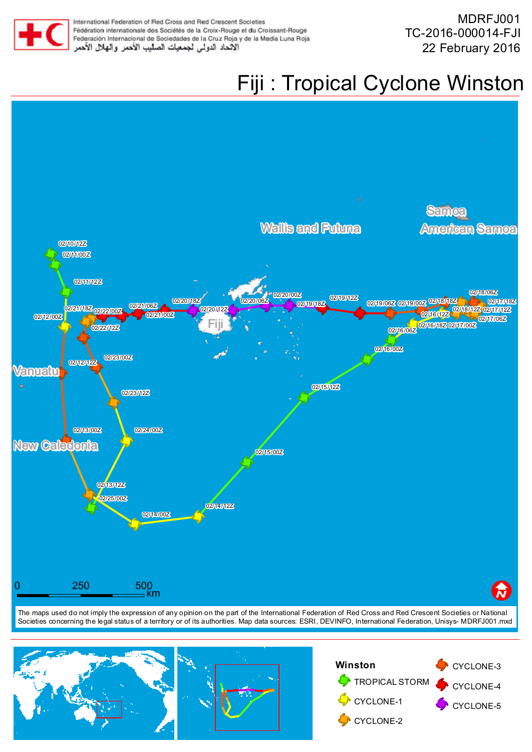International Federation of Red Cross and Red Crescent Societies
Fédération internationale des Sociétés de la Croix-Rouge et du Croissant-Rouge
Federación Internacional de Sociedades de la Cruz Roja y de la Media Luna Roja
الاتحاد الدولي لجمعيات الصليب الأحمر والهلال الأحمر

MDRFJ001
TC-2016-000014-FJI
22 February 2016

# Fiji : Tropical Cyclone Winston

Samoa
American Samoa
Wallis and Futuna
Fiji
Vanuatu
New Caledonia

02/10/12Z
02/11/00Z
02/11/12Z
02/12/00Z
02/12/12Z
02/13/00Z
02/13/12Z
02/14/00Z
02/14/12Z
02/15/00Z
02/15/12Z
02/16/00Z
02/16/06Z
02/16/12Z
02/16/18Z
02/17/00Z
02/17/06Z
02/17/12Z
02/17/18Z
02/18/06Z
02/18/12Z
02/18/18Z
02/19/00Z
02/19/06Z
02/19/12Z
02/19/18Z
02/20/00Z
02/20/06Z
02/20/12Z
02/20/18Z
02/21/00Z
02/21/06Z
02/21/18Z
02/22/00Z
02/22/12Z
02/23/00Z
02/23/12Z
02/24/00Z
02/25/00Z

0 250 500 km

The maps used do not imply the expression of any opinion on the part of the International Federation of Red Cross and Red Crescent Societies or National Societies concerning the legal status of a territory or of its authorities. Map data sources: ESRI, DEVINFO, International Federation, Unisys- MDRFJ001.mxd

**Winston**

TROPICAL STORM
CYCLONE-1
CYCLONE-2
CYCLONE-3
CYCLONE-4
CYCLONE-5